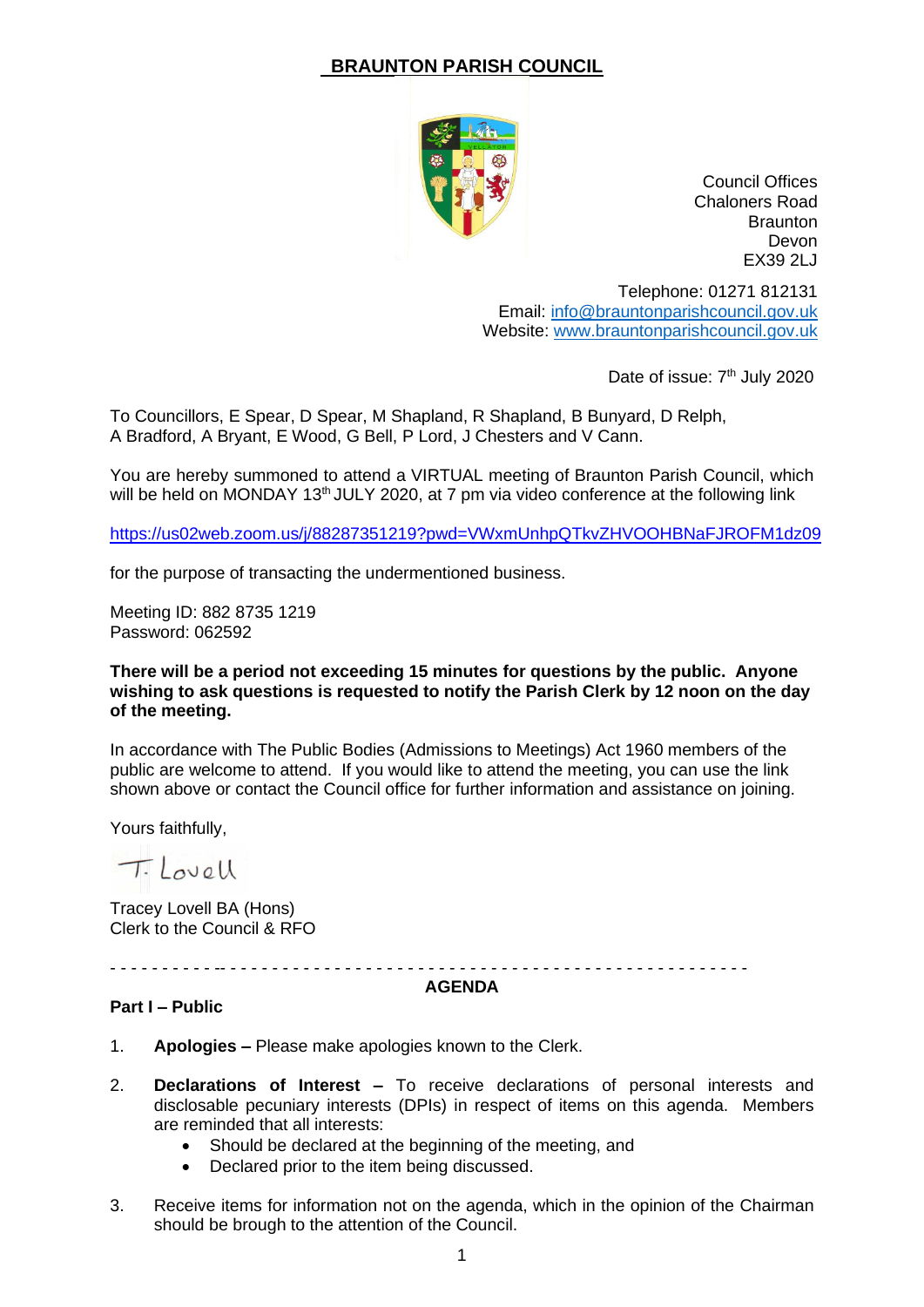# BRAUNTON PARISH COUNCIL

Council Offices
Chaloners Road
Braunton
Devon
EX39 2LJ

Telephone: 01271 812131
Email: info@brauntonparishcouncil.gov.uk
Website: www.brauntonparishcouncil.gov.uk

Date of issue: 7th July 2020

To Councillors, E Spear, D Spear, M Shapland, R Shapland, B Bunyard, D Relph, A Bradford, A Bryant, E Wood, G Bell, P Lord, J Chesters and V Cann.

You are hereby summoned to attend a VIRTUAL meeting of Braunton Parish Council, which will be held on MONDAY 13th JULY 2020, at 7 pm via video conference at the following link

https://us02web.zoom.us/j/88287351219?pwd=VWxmUnhpQTkvZHVOOHBNaFJROFM1dz09

for the purpose of transacting the undermentioned business.

Meeting ID: 882 8735 1219
Password: 062592

**There will be a period not exceeding 15 minutes for questions by the public. Anyone wishing to ask questions is requested to notify the Parish Clerk by 12 noon on the day of the meeting.**

In accordance with The Public Bodies (Admissions to Meetings) Act 1960 members of the public are welcome to attend. If you would like to attend the meeting, you can use the link shown above or contact the Council office for further information and assistance on joining.

Yours faithfully,

T. Lovell

Tracey Lovell BA (Hons)
Clerk to the Council & RFO

---

## AGENDA

**Part I – Public**

1. **Apologies –** Please make apologies known to the Clerk.

2. **Declarations of Interest –** To receive declarations of personal interests and disclosable pecuniary interests (DPIs) in respect of items on this agenda. Members are reminded that all interests:
   - Should be declared at the beginning of the meeting, and
   - Declared prior to the item being discussed.

3. Receive items for information not on the agenda, which in the opinion of the Chairman should be brough to the attention of the Council.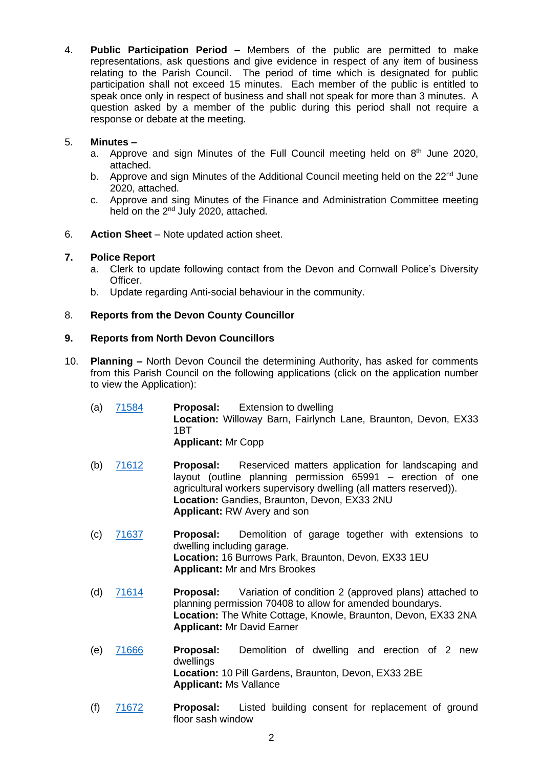4. **Public Participation Period –** Members of the public are permitted to make representations, ask questions and give evidence in respect of any item of business relating to the Parish Council. The period of time which is designated for public participation shall not exceed 15 minutes. Each member of the public is entitled to speak once only in respect of business and shall not speak for more than 3 minutes. A question asked by a member of the public during this period shall not require a response or debate at the meeting.

5. **Minutes –**
   a. Approve and sign Minutes of the Full Council meeting held on 8th June 2020, attached.
   b. Approve and sign Minutes of the Additional Council meeting held on the 22nd June 2020, attached.
   c. Approve and sing Minutes of the Finance and Administration Committee meeting held on the 2nd July 2020, attached.

6. **Action Sheet** – Note updated action sheet.

7. **Police Report**
   a. Clerk to update following contact from the Devon and Cornwall Police's Diversity Officer.
   b. Update regarding Anti-social behaviour in the community.

8. **Reports from the Devon County Councillor**

9. **Reports from North Devon Councillors**

10. **Planning –** North Devon Council the determining Authority, has asked for comments from this Parish Council on the following applications (click on the application number to view the Application):

    (a) 71584 — **Proposal:** Extension to dwelling
    **Location:** Willoway Barn, Fairlynch Lane, Braunton, Devon, EX33 1BT
    **Applicant:** Mr Copp

    (b) 71612 — **Proposal:** Reserviced matters application for landscaping and layout (outline planning permission 65991 – erection of one agricultural workers supervisory dwelling (all matters reserved)).
    **Location:** Gandies, Braunton, Devon, EX33 2NU
    **Applicant:** RW Avery and son

    (c) 71637 — **Proposal:** Demolition of garage together with extensions to dwelling including garage.
    **Location:** 16 Burrows Park, Braunton, Devon, EX33 1EU
    **Applicant:** Mr and Mrs Brookes

    (d) 71614 — **Proposal:** Variation of condition 2 (approved plans) attached to planning permission 70408 to allow for amended boundaries.
    **Location:** The White Cottage, Knowle, Braunton, Devon, EX33 2NA
    **Applicant:** Mr David Earner

    (e) 71666 — **Proposal:** Demolition of dwelling and erection of 2 new dwellings
    **Location:** 10 Pill Gardens, Braunton, Devon, EX33 2BE
    **Applicant:** Ms Vallance

    (f) 71672 — **Proposal:** Listed building consent for replacement of ground floor sash window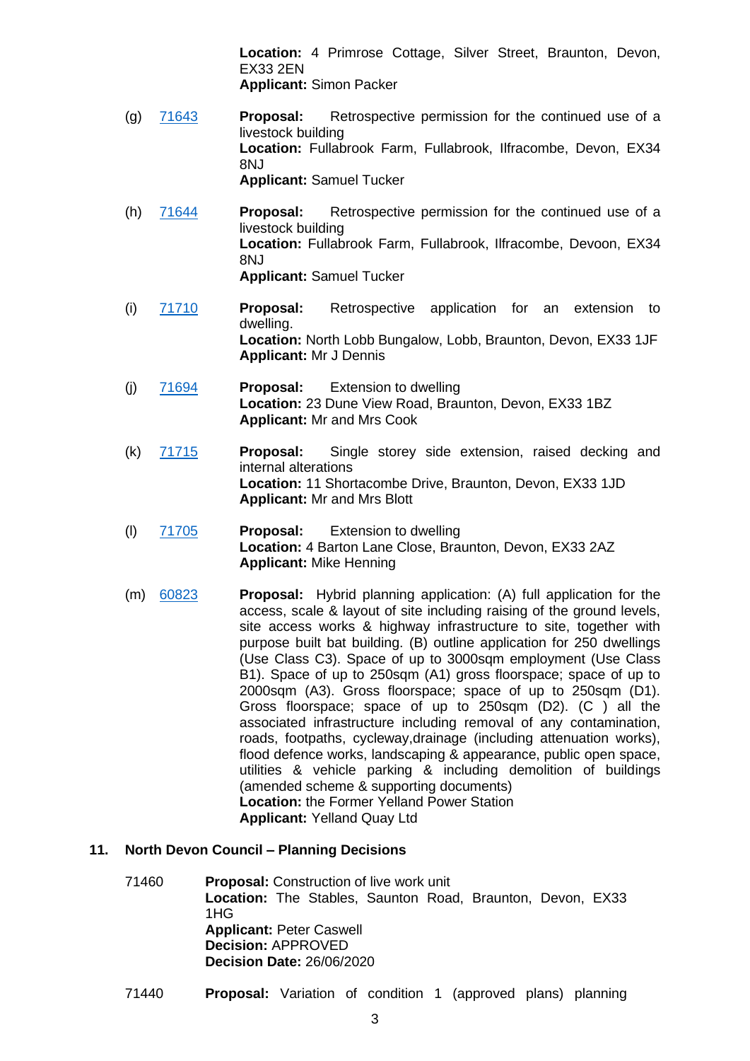**Location:** 4 Primrose Cottage, Silver Street, Braunton, Devon, EX33 2EN
**Applicant:** Simon Packer

(g) 71643 **Proposal:** Retrospective permission for the continued use of a livestock building
**Location:** Fullabrook Farm, Fullabrook, Ilfracombe, Devon, EX34 8NJ
**Applicant:** Samuel Tucker

(h) 71644 **Proposal:** Retrospective permission for the continued use of a livestock building
**Location:** Fullabrook Farm, Fullabrook, Ilfracombe, Devoon, EX34 8NJ
**Applicant:** Samuel Tucker

(i) 71710 **Proposal:** Retrospective application for an extension to dwelling.
**Location:** North Lobb Bungalow, Lobb, Braunton, Devon, EX33 1JF
**Applicant:** Mr J Dennis

(j) 71694 **Proposal:** Extension to dwelling
**Location:** 23 Dune View Road, Braunton, Devon, EX33 1BZ
**Applicant:** Mr and Mrs Cook

(k) 71715 **Proposal:** Single storey side extension, raised decking and internal alterations
**Location:** 11 Shortacombe Drive, Braunton, Devon, EX33 1JD
**Applicant:** Mr and Mrs Blott

(l) 71705 **Proposal:** Extension to dwelling
**Location:** 4 Barton Lane Close, Braunton, Devon, EX33 2AZ
**Applicant:** Mike Henning

(m) 60823 **Proposal:** Hybrid planning application: (A) full application for the access, scale & layout of site including raising of the ground levels, site access works & highway infrastructure to site, together with purpose built bat building. (B) outline application for 250 dwellings (Use Class C3). Space of up to 3000sqm employment (Use Class B1). Space of up to 250sqm (A1) gross floorspace; space of up to 2000sqm (A3). Gross floorspace; space of up to 250sqm (D1). Gross floorspace; space of up to 250sqm (D2). (C ) all the associated infrastructure including removal of any contamination, roads, footpaths, cycleway,drainage (including attenuation works), flood defence works, landscaping & appearance, public open space, utilities & vehicle parking & including demolition of buildings (amended scheme & supporting documents)
**Location:** the Former Yelland Power Station
**Applicant:** Yelland Quay Ltd

## 11. North Devon Council – Planning Decisions

71460 **Proposal:** Construction of live work unit
**Location:** The Stables, Saunton Road, Braunton, Devon, EX33 1HG
**Applicant:** Peter Caswell
**Decision:** APPROVED
**Decision Date:** 26/06/2020

71440 **Proposal:** Variation of condition 1 (approved plans) planning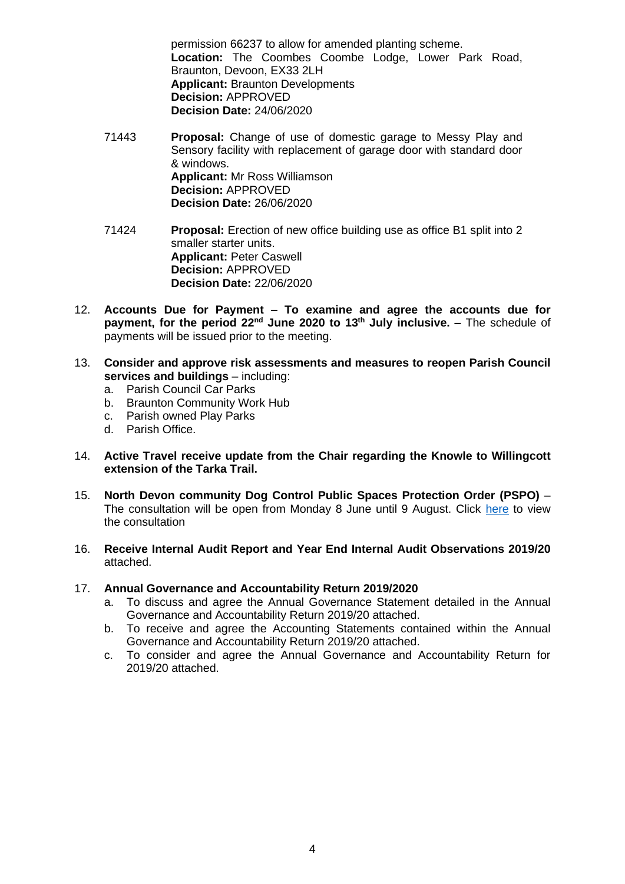permission 66237 to allow for amended planting scheme.
**Location:** The Coombes Coombe Lodge, Lower Park Road, Braunton, Devoon, EX33 2LH
**Applicant:** Braunton Developments
**Decision:** APPROVED
**Decision Date:** 24/06/2020

71443 **Proposal:** Change of use of domestic garage to Messy Play and Sensory facility with replacement of garage door with standard door & windows.
**Applicant:** Mr Ross Williamson
**Decision:** APPROVED
**Decision Date:** 26/06/2020

71424 **Proposal:** Erection of new office building use as office B1 split into 2 smaller starter units.
**Applicant:** Peter Caswell
**Decision:** APPROVED
**Decision Date:** 22/06/2020

12. **Accounts Due for Payment – To examine and agree the accounts due for payment, for the period 22nd June 2020 to 13th July inclusive. –** The schedule of payments will be issued prior to the meeting.

13. **Consider and approve risk assessments and measures to reopen Parish Council services and buildings** – including:
    a. Parish Council Car Parks
    b. Braunton Community Work Hub
    c. Parish owned Play Parks
    d. Parish Office.

14. **Active Travel receive update from the Chair regarding the Knowle to Willingcott extension of the Tarka Trail.**

15. **North Devon community Dog Control Public Spaces Protection Order (PSPO)** – The consultation will be open from Monday 8 June until 9 August. Click here to view the consultation

16. **Receive Internal Audit Report and Year End Internal Audit Observations 2019/20** attached.

17. **Annual Governance and Accountability Return 2019/2020**
    a. To discuss and agree the Annual Governance Statement detailed in the Annual Governance and Accountability Return 2019/20 attached.
    b. To receive and agree the Accounting Statements contained within the Annual Governance and Accountability Return 2019/20 attached.
    c. To consider and agree the Annual Governance and Accountability Return for 2019/20 attached.